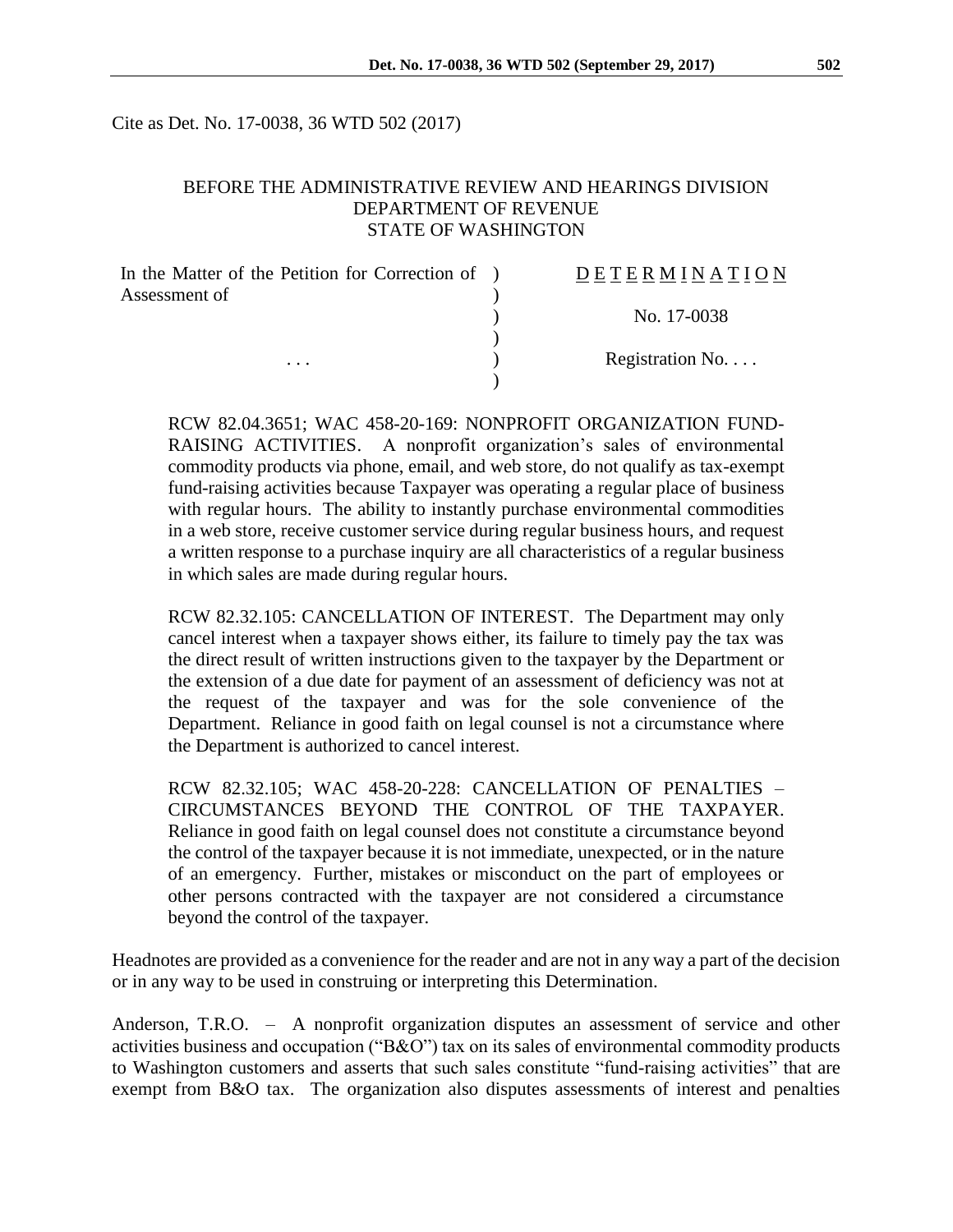Cite as Det. No. 17-0038, 36 WTD 502 (2017)

BEFORE THE ADMINISTRATIVE REVIEW AND HEARINGS DIVISION
DEPARTMENT OF REVENUE
STATE OF WASHINGTON

| In the Matter of the Petition for Correction of Assessment of | D E T E R M I N A T I O N |
| --- | --- |
| | No. 17-0038 |
| . . . | Registration No. . . . |

RCW 82.04.3651; WAC 458-20-169: NONPROFIT ORGANIZATION FUND-RAISING ACTIVITIES. A nonprofit organization's sales of environmental commodity products via phone, email, and web store, do not qualify as tax-exempt fund-raising activities because Taxpayer was operating a regular place of business with regular hours. The ability to instantly purchase environmental commodities in a web store, receive customer service during regular business hours, and request a written response to a purchase inquiry are all characteristics of a regular business in which sales are made during regular hours.

RCW 82.32.105: CANCELLATION OF INTEREST. The Department may only cancel interest when a taxpayer shows either, its failure to timely pay the tax was the direct result of written instructions given to the taxpayer by the Department or the extension of a due date for payment of an assessment of deficiency was not at the request of the taxpayer and was for the sole convenience of the Department. Reliance in good faith on legal counsel is not a circumstance where the Department is authorized to cancel interest.

RCW 82.32.105; WAC 458-20-228: CANCELLATION OF PENALTIES – CIRCUMSTANCES BEYOND THE CONTROL OF THE TAXPAYER. Reliance in good faith on legal counsel does not constitute a circumstance beyond the control of the taxpayer because it is not immediate, unexpected, or in the nature of an emergency. Further, mistakes or misconduct on the part of employees or other persons contracted with the taxpayer are not considered a circumstance beyond the control of the taxpayer.

Headnotes are provided as a convenience for the reader and are not in any way a part of the decision or in any way to be used in construing or interpreting this Determination.

Anderson, T.R.O. – A nonprofit organization disputes an assessment of service and other activities business and occupation ("B&O") tax on its sales of environmental commodity products to Washington customers and asserts that such sales constitute "fund-raising activities" that are exempt from B&O tax. The organization also disputes assessments of interest and penalties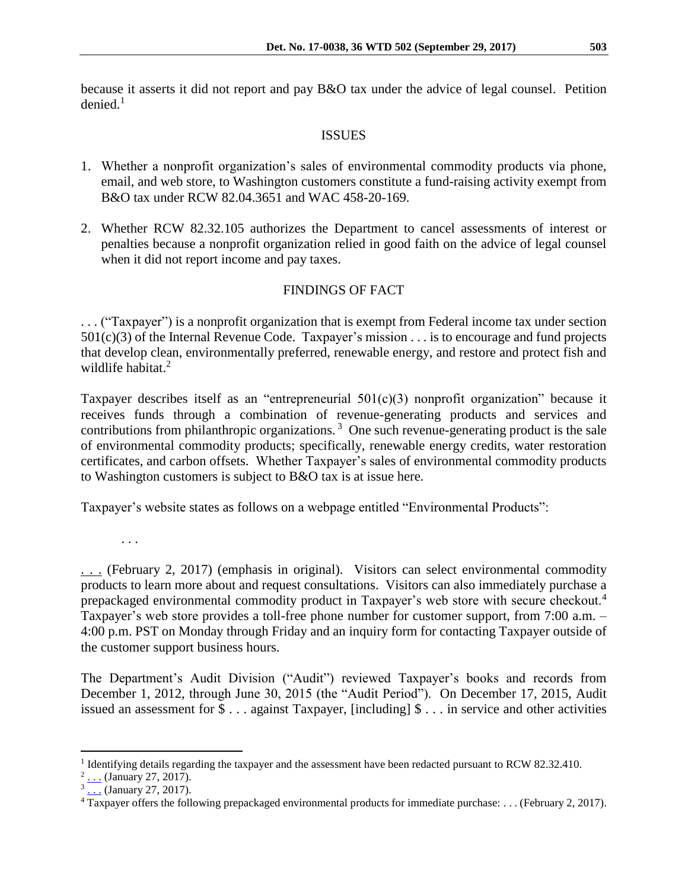because it asserts it did not report and pay B&O tax under the advice of legal counsel. Petition denied.[1]

## ISSUES

1. Whether a nonprofit organization's sales of environmental commodity products via phone, email, and web store, to Washington customers constitute a fund-raising activity exempt from B&O tax under RCW 82.04.3651 and WAC 458-20-169.

2. Whether RCW 82.32.105 authorizes the Department to cancel assessments of interest or penalties because a nonprofit organization relied in good faith on the advice of legal counsel when it did not report income and pay taxes.

## FINDINGS OF FACT

. . . ("Taxpayer") is a nonprofit organization that is exempt from Federal income tax under section 501(c)(3) of the Internal Revenue Code. Taxpayer's mission . . . is to encourage and fund projects that develop clean, environmentally preferred, renewable energy, and restore and protect fish and wildlife habitat.[2]

Taxpayer describes itself as an "entrepreneurial 501(c)(3) nonprofit organization" because it receives funds through a combination of revenue-generating products and services and contributions from philanthropic organizations.[3] One such revenue-generating product is the sale of environmental commodity products; specifically, renewable energy credits, water restoration certificates, and carbon offsets. Whether Taxpayer's sales of environmental commodity products to Washington customers is subject to B&O tax is at issue here.

Taxpayer's website states as follows on a webpage entitled "Environmental Products":

> . . .

. . . (February 2, 2017) (emphasis in original). Visitors can select environmental commodity products to learn more about and request consultations. Visitors can also immediately purchase a prepackaged environmental commodity product in Taxpayer's web store with secure checkout.[4] Taxpayer's web store provides a toll-free phone number for customer support, from 7:00 a.m. – 4:00 p.m. PST on Monday through Friday and an inquiry form for contacting Taxpayer outside of the customer support business hours.

The Department's Audit Division ("Audit") reviewed Taxpayer's books and records from December 1, 2012, through June 30, 2015 (the "Audit Period"). On December 17, 2015, Audit issued an assessment for $ . . . against Taxpayer, [including] $ . . . in service and other activities

---

[1] Identifying details regarding the taxpayer and the assessment have been redacted pursuant to RCW 82.32.410.

[2] . . . (January 27, 2017).

[3] . . . (January 27, 2017).

[4] Taxpayer offers the following prepackaged environmental products for immediate purchase: . . . (February 2, 2017).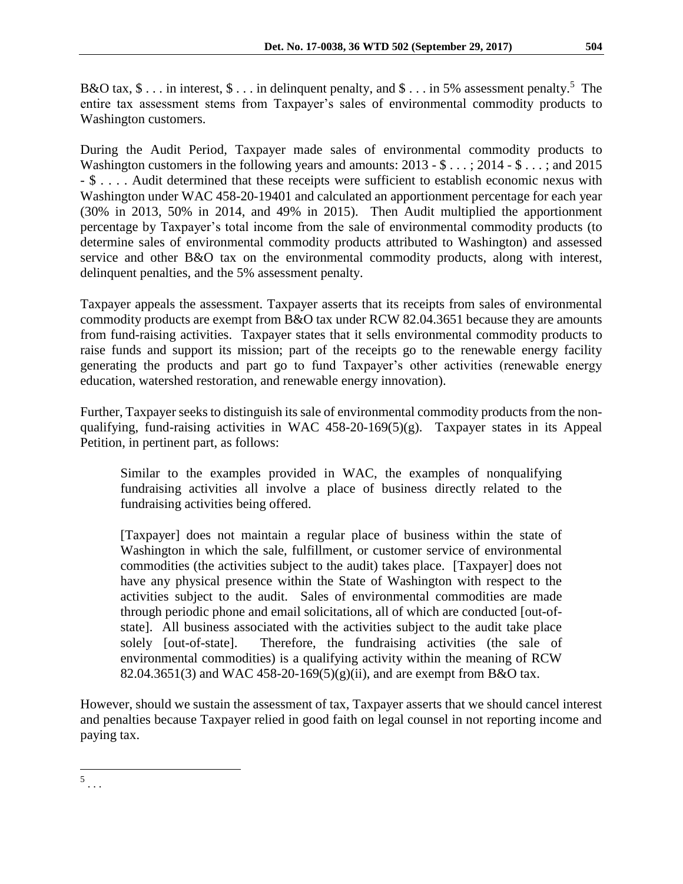B&O tax, $ . . . in interest, $ . . . in delinquent penalty, and $ . . . in 5% assessment penalty.[5] The entire tax assessment stems from Taxpayer's sales of environmental commodity products to Washington customers.

During the Audit Period, Taxpayer made sales of environmental commodity products to Washington customers in the following years and amounts: 2013 - $ . . . ; 2014 - $ . . . ; and 2015 - $ . . . . Audit determined that these receipts were sufficient to establish economic nexus with Washington under WAC 458-20-19401 and calculated an apportionment percentage for each year (30% in 2013, 50% in 2014, and 49% in 2015). Then Audit multiplied the apportionment percentage by Taxpayer's total income from the sale of environmental commodity products (to determine sales of environmental commodity products attributed to Washington) and assessed service and other B&O tax on the environmental commodity products, along with interest, delinquent penalties, and the 5% assessment penalty.

Taxpayer appeals the assessment. Taxpayer asserts that its receipts from sales of environmental commodity products are exempt from B&O tax under RCW 82.04.3651 because they are amounts from fund-raising activities. Taxpayer states that it sells environmental commodity products to raise funds and support its mission; part of the receipts go to the renewable energy facility generating the products and part go to fund Taxpayer's other activities (renewable energy education, watershed restoration, and renewable energy innovation).

Further, Taxpayer seeks to distinguish its sale of environmental commodity products from the non-qualifying, fund-raising activities in WAC 458-20-169(5)(g). Taxpayer states in its Appeal Petition, in pertinent part, as follows:

> Similar to the examples provided in WAC, the examples of nonqualifying fundraising activities all involve a place of business directly related to the fundraising activities being offered.
>
> [Taxpayer] does not maintain a regular place of business within the state of Washington in which the sale, fulfillment, or customer service of environmental commodities (the activities subject to the audit) takes place. [Taxpayer] does not have any physical presence within the State of Washington with respect to the activities subject to the audit. Sales of environmental commodities are made through periodic phone and email solicitations, all of which are conducted [out-of-state]. All business associated with the activities subject to the audit take place solely [out-of-state]. Therefore, the fundraising activities (the sale of environmental commodities) is a qualifying activity within the meaning of RCW 82.04.3651(3) and WAC 458-20-169(5)(g)(ii), and are exempt from B&O tax.

However, should we sustain the assessment of tax, Taxpayer asserts that we should cancel interest and penalties because Taxpayer relied in good faith on legal counsel in not reporting income and paying tax.

---

[5] . . .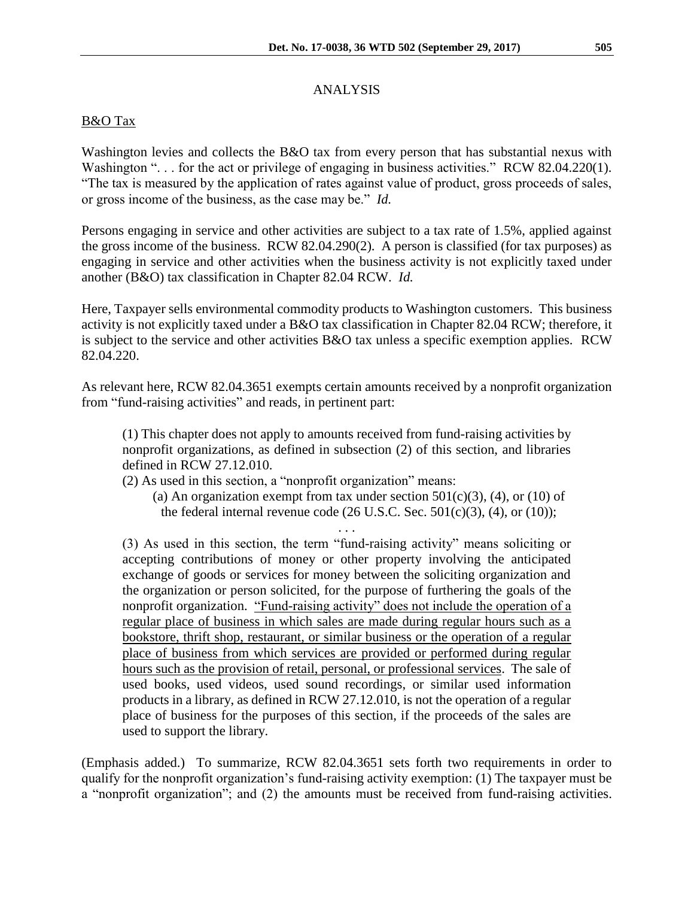## ANALYSIS

B&O Tax

Washington levies and collects the B&O tax from every person that has substantial nexus with Washington ". . . for the act or privilege of engaging in business activities." RCW 82.04.220(1). "The tax is measured by the application of rates against value of product, gross proceeds of sales, or gross income of the business, as the case may be." *Id.*

Persons engaging in service and other activities are subject to a tax rate of 1.5%, applied against the gross income of the business. RCW 82.04.290(2). A person is classified (for tax purposes) as engaging in service and other activities when the business activity is not explicitly taxed under another (B&O) tax classification in Chapter 82.04 RCW. *Id.*

Here, Taxpayer sells environmental commodity products to Washington customers. This business activity is not explicitly taxed under a B&O tax classification in Chapter 82.04 RCW; therefore, it is subject to the service and other activities B&O tax unless a specific exemption applies. RCW 82.04.220.

As relevant here, RCW 82.04.3651 exempts certain amounts received by a nonprofit organization from "fund-raising activities" and reads, in pertinent part:

> (1) This chapter does not apply to amounts received from fund-raising activities by nonprofit organizations, as defined in subsection (2) of this section, and libraries defined in RCW 27.12.010.
>
> (2) As used in this section, a "nonprofit organization" means:
>
> (a) An organization exempt from tax under section 501(c)(3), (4), or (10) of the federal internal revenue code (26 U.S.C. Sec. 501(c)(3), (4), or (10));
>
> . . .
>
> (3) As used in this section, the term "fund-raising activity" means soliciting or accepting contributions of money or other property involving the anticipated exchange of goods or services for money between the soliciting organization and the organization or person solicited, for the purpose of furthering the goals of the nonprofit organization. <u>"Fund-raising activity" does not include the operation of a regular place of business in which sales are made during regular hours such as a bookstore, thrift shop, restaurant, or similar business or the operation of a regular place of business from which services are provided or performed during regular hours such as the provision of retail, personal, or professional services</u>. The sale of used books, used videos, used sound recordings, or similar used information products in a library, as defined in RCW 27.12.010, is not the operation of a regular place of business for the purposes of this section, if the proceeds of the sales are used to support the library.

(Emphasis added.) To summarize, RCW 82.04.3651 sets forth two requirements in order to qualify for the nonprofit organization's fund-raising activity exemption: (1) The taxpayer must be a "nonprofit organization"; and (2) the amounts must be received from fund-raising activities.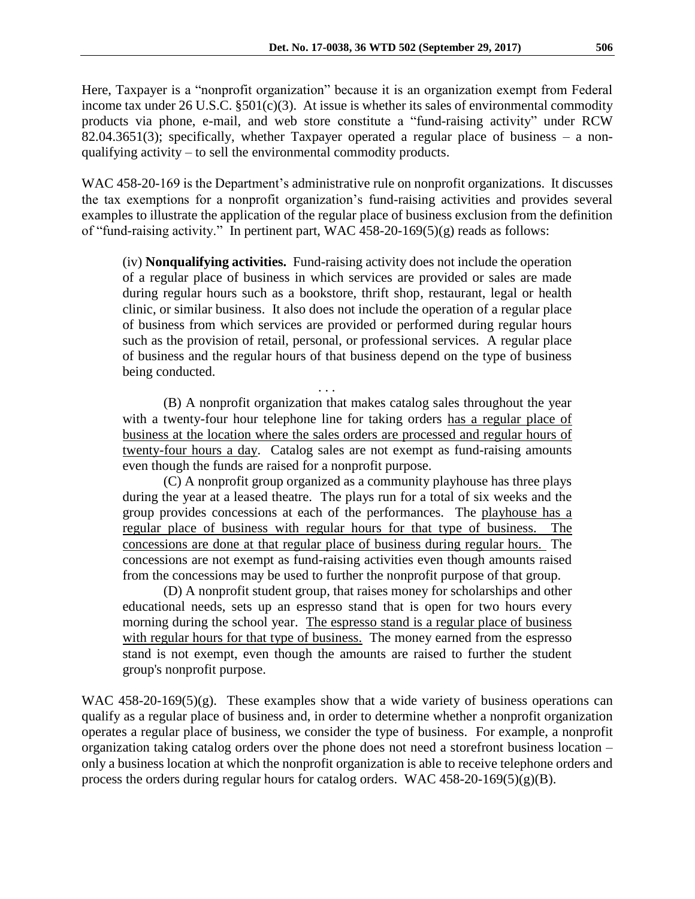Here, Taxpayer is a "nonprofit organization" because it is an organization exempt from Federal income tax under 26 U.S.C. §501(c)(3). At issue is whether its sales of environmental commodity products via phone, e-mail, and web store constitute a "fund-raising activity" under RCW 82.04.3651(3); specifically, whether Taxpayer operated a regular place of business – a non-qualifying activity – to sell the environmental commodity products.

WAC 458-20-169 is the Department's administrative rule on nonprofit organizations. It discusses the tax exemptions for a nonprofit organization's fund-raising activities and provides several examples to illustrate the application of the regular place of business exclusion from the definition of "fund-raising activity." In pertinent part, WAC 458-20-169(5)(g) reads as follows:

> (iv) **Nonqualifying activities.** Fund-raising activity does not include the operation of a regular place of business in which services are provided or sales are made during regular hours such as a bookstore, thrift shop, restaurant, legal or health clinic, or similar business. It also does not include the operation of a regular place of business from which services are provided or performed during regular hours such as the provision of retail, personal, or professional services. A regular place of business and the regular hours of that business depend on the type of business being conducted.
>
> . . .
>
> (B) A nonprofit organization that makes catalog sales throughout the year with a twenty-four hour telephone line for taking orders <u>has a regular place of business at the location where the sales orders are processed and regular hours of twenty-four hours a day</u>. Catalog sales are not exempt as fund-raising amounts even though the funds are raised for a nonprofit purpose.
>
> (C) A nonprofit group organized as a community playhouse has three plays during the year at a leased theatre. The plays run for a total of six weeks and the group provides concessions at each of the performances. The <u>playhouse has a regular place of business with regular hours for that type of business. The concessions are done at that regular place of business during regular hours.</u> The concessions are not exempt as fund-raising activities even though amounts raised from the concessions may be used to further the nonprofit purpose of that group.
>
> (D) A nonprofit student group, that raises money for scholarships and other educational needs, sets up an espresso stand that is open for two hours every morning during the school year. <u>The espresso stand is a regular place of business with regular hours for that type of business.</u> The money earned from the espresso stand is not exempt, even though the amounts are raised to further the student group's nonprofit purpose.

WAC 458-20-169(5)(g). These examples show that a wide variety of business operations can qualify as a regular place of business and, in order to determine whether a nonprofit organization operates a regular place of business, we consider the type of business. For example, a nonprofit organization taking catalog orders over the phone does not need a storefront business location – only a business location at which the nonprofit organization is able to receive telephone orders and process the orders during regular hours for catalog orders. WAC 458-20-169(5)(g)(B).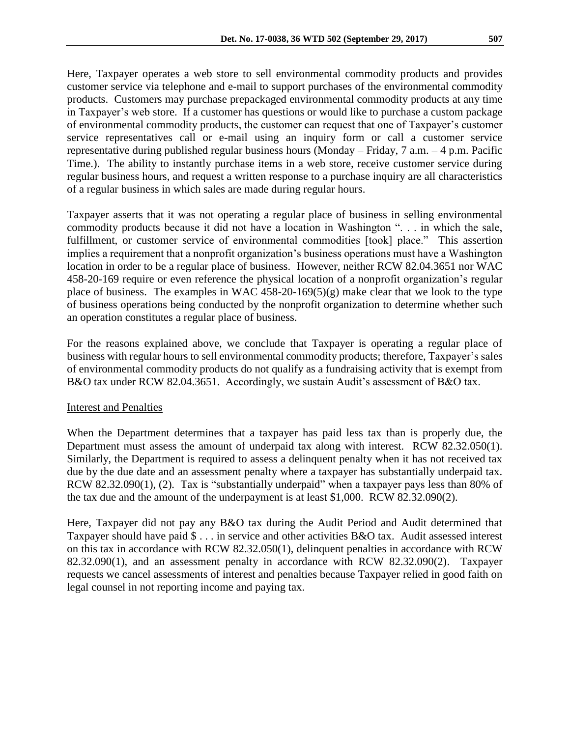Here, Taxpayer operates a web store to sell environmental commodity products and provides customer service via telephone and e-mail to support purchases of the environmental commodity products. Customers may purchase prepackaged environmental commodity products at any time in Taxpayer's web store. If a customer has questions or would like to purchase a custom package of environmental commodity products, the customer can request that one of Taxpayer's customer service representatives call or e-mail using an inquiry form or call a customer service representative during published regular business hours (Monday – Friday, 7 a.m. – 4 p.m. Pacific Time.). The ability to instantly purchase items in a web store, receive customer service during regular business hours, and request a written response to a purchase inquiry are all characteristics of a regular business in which sales are made during regular hours.

Taxpayer asserts that it was not operating a regular place of business in selling environmental commodity products because it did not have a location in Washington ". . . in which the sale, fulfillment, or customer service of environmental commodities [took] place." This assertion implies a requirement that a nonprofit organization's business operations must have a Washington location in order to be a regular place of business. However, neither RCW 82.04.3651 nor WAC 458-20-169 require or even reference the physical location of a nonprofit organization's regular place of business. The examples in WAC 458-20-169(5)(g) make clear that we look to the type of business operations being conducted by the nonprofit organization to determine whether such an operation constitutes a regular place of business.

For the reasons explained above, we conclude that Taxpayer is operating a regular place of business with regular hours to sell environmental commodity products; therefore, Taxpayer's sales of environmental commodity products do not qualify as a fundraising activity that is exempt from B&O tax under RCW 82.04.3651. Accordingly, we sustain Audit's assessment of B&O tax.

<u>Interest and Penalties</u>

When the Department determines that a taxpayer has paid less tax than is properly due, the Department must assess the amount of underpaid tax along with interest. RCW 82.32.050(1). Similarly, the Department is required to assess a delinquent penalty when it has not received tax due by the due date and an assessment penalty where a taxpayer has substantially underpaid tax. RCW 82.32.090(1), (2). Tax is "substantially underpaid" when a taxpayer pays less than 80% of the tax due and the amount of the underpayment is at least $1,000. RCW 82.32.090(2).

Here, Taxpayer did not pay any B&O tax during the Audit Period and Audit determined that Taxpayer should have paid $ . . . in service and other activities B&O tax. Audit assessed interest on this tax in accordance with RCW 82.32.050(1), delinquent penalties in accordance with RCW 82.32.090(1), and an assessment penalty in accordance with RCW 82.32.090(2). Taxpayer requests we cancel assessments of interest and penalties because Taxpayer relied in good faith on legal counsel in not reporting income and paying tax.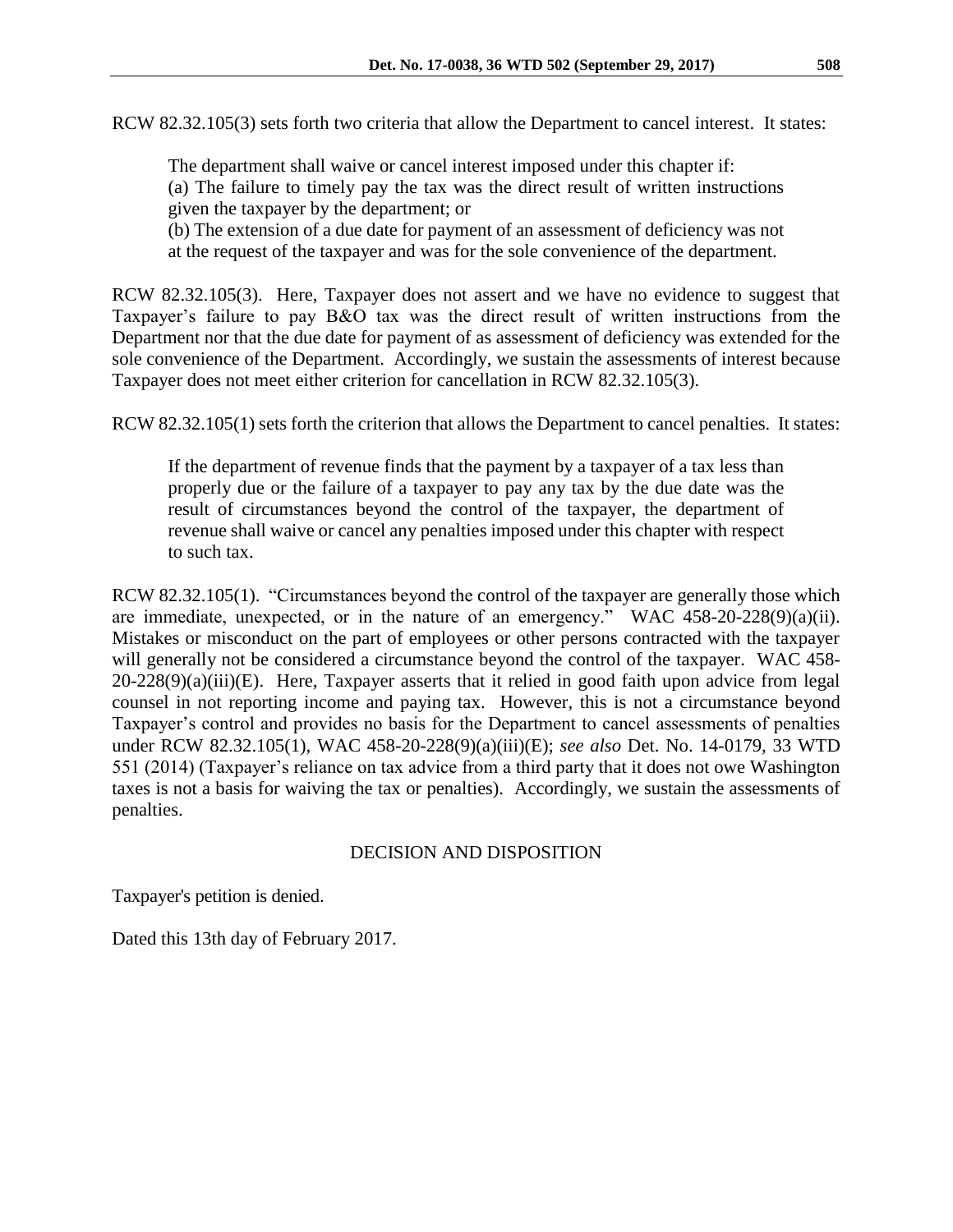RCW 82.32.105(3) sets forth two criteria that allow the Department to cancel interest. It states:

> The department shall waive or cancel interest imposed under this chapter if:
> (a) The failure to timely pay the tax was the direct result of written instructions given the taxpayer by the department; or
> (b) The extension of a due date for payment of an assessment of deficiency was not at the request of the taxpayer and was for the sole convenience of the department.

RCW 82.32.105(3). Here, Taxpayer does not assert and we have no evidence to suggest that Taxpayer's failure to pay B&O tax was the direct result of written instructions from the Department nor that the due date for payment of as assessment of deficiency was extended for the sole convenience of the Department. Accordingly, we sustain the assessments of interest because Taxpayer does not meet either criterion for cancellation in RCW 82.32.105(3).

RCW 82.32.105(1) sets forth the criterion that allows the Department to cancel penalties. It states:

> If the department of revenue finds that the payment by a taxpayer of a tax less than properly due or the failure of a taxpayer to pay any tax by the due date was the result of circumstances beyond the control of the taxpayer, the department of revenue shall waive or cancel any penalties imposed under this chapter with respect to such tax.

RCW 82.32.105(1). "Circumstances beyond the control of the taxpayer are generally those which are immediate, unexpected, or in the nature of an emergency." WAC 458-20-228(9)(a)(ii). Mistakes or misconduct on the part of employees or other persons contracted with the taxpayer will generally not be considered a circumstance beyond the control of the taxpayer. WAC 458-20-228(9)(a)(iii)(E). Here, Taxpayer asserts that it relied in good faith upon advice from legal counsel in not reporting income and paying tax. However, this is not a circumstance beyond Taxpayer's control and provides no basis for the Department to cancel assessments of penalties under RCW 82.32.105(1), WAC 458-20-228(9)(a)(iii)(E); *see also* Det. No. 14-0179, 33 WTD 551 (2014) (Taxpayer's reliance on tax advice from a third party that it does not owe Washington taxes is not a basis for waiving the tax or penalties). Accordingly, we sustain the assessments of penalties.

## DECISION AND DISPOSITION

Taxpayer's petition is denied.

Dated this 13th day of February 2017.